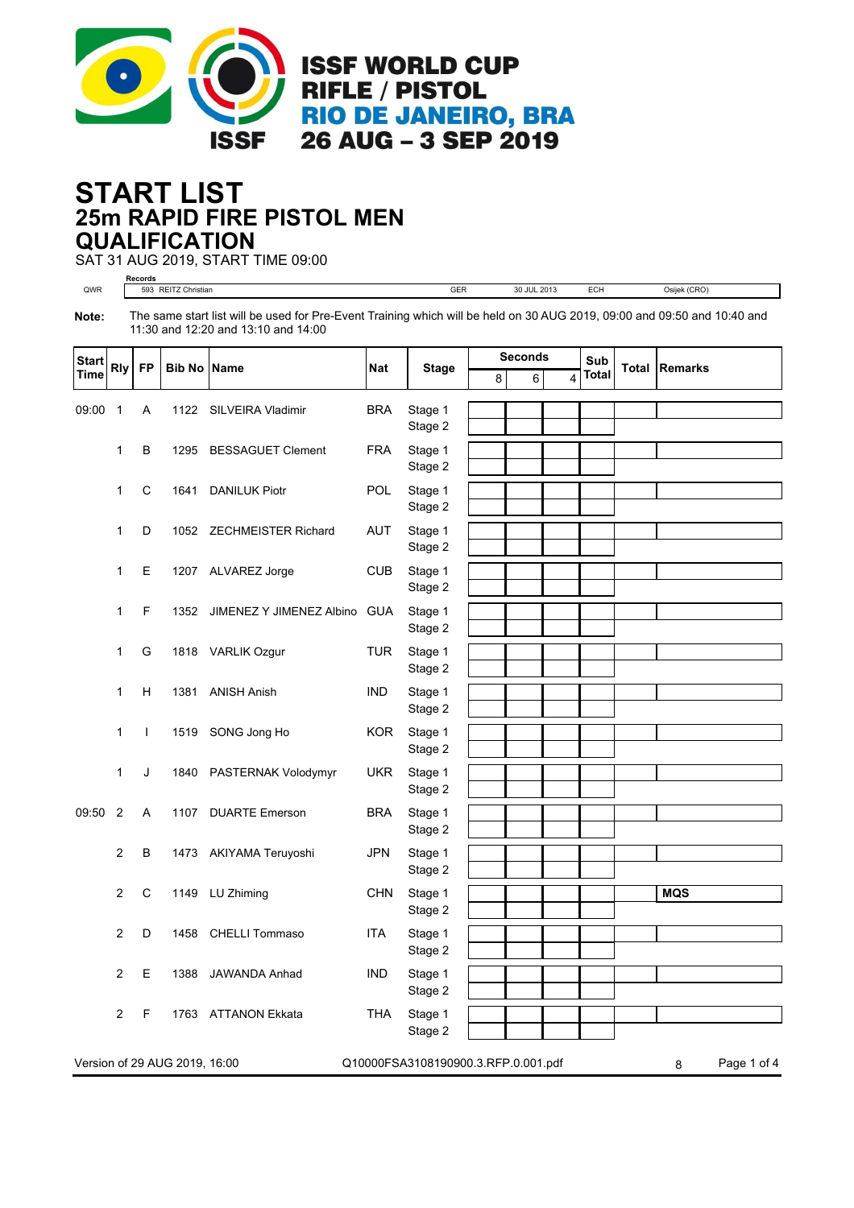ISSF WORLD CUP
RIFLE / PISTOL
RIO DE JANEIRO, BRA
26 AUG – 3 SEP 2019

# START LIST
## 25m RAPID FIRE PISTOL MEN
## QUALIFICATION

SAT 31 AUG 2019, START TIME 09:00

| | Records | | | | |
|---|---|---|---|---|---|
| QWR | 593 REITZ Christian | GER | 30 JUL 2013 | ECH | Osijek (CRO) |

**Note:** The same start list will be used for Pre-Event Training which will be held on 30 AUG 2019, 09:00 and 09:50 and 10:40 and 11:30 and 12:20 and 13:10 and 14:00

| Start Time | Rly | FP | Bib No | Name | Nat | Stage | Seconds 8 | Seconds 6 | Seconds 4 | Sub Total | Total | Remarks |
|---|---|---|---|---|---|---|---|---|---|---|---|---|
| 09:00 | 1 | A | 1122 | SILVEIRA Vladimir | BRA | Stage 1 | | | | | | |
| | | | | | | Stage 2 | | | | | | |
| | 1 | B | 1295 | BESSAGUET Clement | FRA | Stage 1 | | | | | | |
| | | | | | | Stage 2 | | | | | | |
| | 1 | C | 1641 | DANILUK Piotr | POL | Stage 1 | | | | | | |
| | | | | | | Stage 2 | | | | | | |
| | 1 | D | 1052 | ZECHMEISTER Richard | AUT | Stage 1 | | | | | | |
| | | | | | | Stage 2 | | | | | | |
| | 1 | E | 1207 | ALVAREZ Jorge | CUB | Stage 1 | | | | | | |
| | | | | | | Stage 2 | | | | | | |
| | 1 | F | 1352 | JIMENEZ Y JIMENEZ Albino | GUA | Stage 1 | | | | | | |
| | | | | | | Stage 2 | | | | | | |
| | 1 | G | 1818 | VARLIK Ozgur | TUR | Stage 1 | | | | | | |
| | | | | | | Stage 2 | | | | | | |
| | 1 | H | 1381 | ANISH Anish | IND | Stage 1 | | | | | | |
| | | | | | | Stage 2 | | | | | | |
| | 1 | I | 1519 | SONG Jong Ho | KOR | Stage 1 | | | | | | |
| | | | | | | Stage 2 | | | | | | |
| | 1 | J | 1840 | PASTERNAK Volodymyr | UKR | Stage 1 | | | | | | |
| | | | | | | Stage 2 | | | | | | |
| 09:50 | 2 | A | 1107 | DUARTE Emerson | BRA | Stage 1 | | | | | | |
| | | | | | | Stage 2 | | | | | | |
| | 2 | B | 1473 | AKIYAMA Teruyoshi | JPN | Stage 1 | | | | | | |
| | | | | | | Stage 2 | | | | | | |
| | 2 | C | 1149 | LU Zhiming | CHN | Stage 1 | | | | | | **MQS** |
| | | | | | | Stage 2 | | | | | | |
| | 2 | D | 1458 | CHELLI Tommaso | ITA | Stage 1 | | | | | | |
| | | | | | | Stage 2 | | | | | | |
| | 2 | E | 1388 | JAWANDA Anhad | IND | Stage 1 | | | | | | |
| | | | | | | Stage 2 | | | | | | |
| | 2 | F | 1763 | ATTANON Ekkata | THA | Stage 1 | | | | | | |
| | | | | | | Stage 2 | | | | | | |

Version of 29 AUG 2019, 16:00 Q10000FSA3108190900.3.RFP.0.001.pdf 8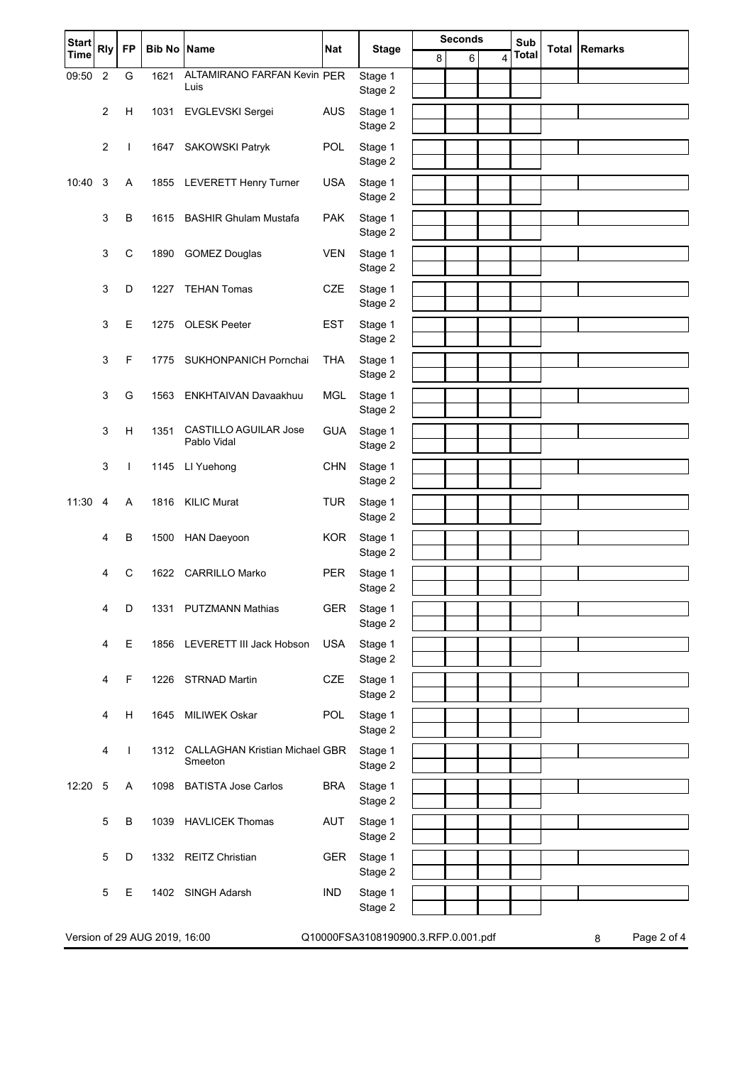| Start Time | Rly | FP | Bib No | Name | Nat | Stage | Seconds | | | Sub Total | Total | Remarks |
|---|---|---|---|---|---|---|---|---|---|---|---|---|
| | | | | | | | 8 | 6 | 4 | | | |
| 09:50 | 2 | G | 1621 | ALTAMIRANO FARFAN Kevin Luis | PER | Stage 1 | | | | | | |
| | | | | | | Stage 2 | | | | | | |
| | 2 | H | 1031 | EVGLEVSKI Sergei | AUS | Stage 1 | | | | | | |
| | | | | | | Stage 2 | | | | | | |
| | 2 | I | 1647 | SAKOWSKI Patryk | POL | Stage 1 | | | | | | |
| | | | | | | Stage 2 | | | | | | |
| 10:40 | 3 | A | 1855 | LEVERETT Henry Turner | USA | Stage 1 | | | | | | |
| | | | | | | Stage 2 | | | | | | |
| | 3 | B | 1615 | BASHIR Ghulam Mustafa | PAK | Stage 1 | | | | | | |
| | | | | | | Stage 2 | | | | | | |
| | 3 | C | 1890 | GOMEZ Douglas | VEN | Stage 1 | | | | | | |
| | | | | | | Stage 2 | | | | | | |
| | 3 | D | 1227 | TEHAN Tomas | CZE | Stage 1 | | | | | | |
| | | | | | | Stage 2 | | | | | | |
| | 3 | E | 1275 | OLESK Peeter | EST | Stage 1 | | | | | | |
| | | | | | | Stage 2 | | | | | | |
| | 3 | F | 1775 | SUKHONPANICH Pornchai | THA | Stage 1 | | | | | | |
| | | | | | | Stage 2 | | | | | | |
| | 3 | G | 1563 | ENKHTAIVAN Davaakhuu | MGL | Stage 1 | | | | | | |
| | | | | | | Stage 2 | | | | | | |
| | 3 | H | 1351 | CASTILLO AGUILAR Jose Pablo Vidal | GUA | Stage 1 | | | | | | |
| | | | | | | Stage 2 | | | | | | |
| | 3 | I | 1145 | LI Yuehong | CHN | Stage 1 | | | | | | |
| | | | | | | Stage 2 | | | | | | |
| 11:30 | 4 | A | 1816 | KILIC Murat | TUR | Stage 1 | | | | | | |
| | | | | | | Stage 2 | | | | | | |
| | 4 | B | 1500 | HAN Daeyoon | KOR | Stage 1 | | | | | | |
| | | | | | | Stage 2 | | | | | | |
| | 4 | C | 1622 | CARRILLO Marko | PER | Stage 1 | | | | | | |
| | | | | | | Stage 2 | | | | | | |
| | 4 | D | 1331 | PUTZMANN Mathias | GER | Stage 1 | | | | | | |
| | | | | | | Stage 2 | | | | | | |
| | 4 | E | 1856 | LEVERETT III Jack Hobson | USA | Stage 1 | | | | | | |
| | | | | | | Stage 2 | | | | | | |
| | 4 | F | 1226 | STRNAD Martin | CZE | Stage 1 | | | | | | |
| | | | | | | Stage 2 | | | | | | |
| | 4 | H | 1645 | MILIWEK Oskar | POL | Stage 1 | | | | | | |
| | | | | | | Stage 2 | | | | | | |
| | 4 | I | 1312 | CALLAGHAN Kristian Michael Smeeton | GBR | Stage 1 | | | | | | |
| | | | | | | Stage 2 | | | | | | |
| 12:20 | 5 | A | 1098 | BATISTA Jose Carlos | BRA | Stage 1 | | | | | | |
| | | | | | | Stage 2 | | | | | | |
| | 5 | B | 1039 | HAVLICEK Thomas | AUT | Stage 1 | | | | | | |
| | | | | | | Stage 2 | | | | | | |
| | 5 | D | 1332 | REITZ Christian | GER | Stage 1 | | | | | | |
| | | | | | | Stage 2 | | | | | | |
| | 5 | E | 1402 | SINGH Adarsh | IND | Stage 1 | | | | | | |
| | | | | | | Stage 2 | | | | | | |

Version of 29 AUG 2019, 16:00 Q10000FSA3108190900.3.RFP.0.001.pdf 8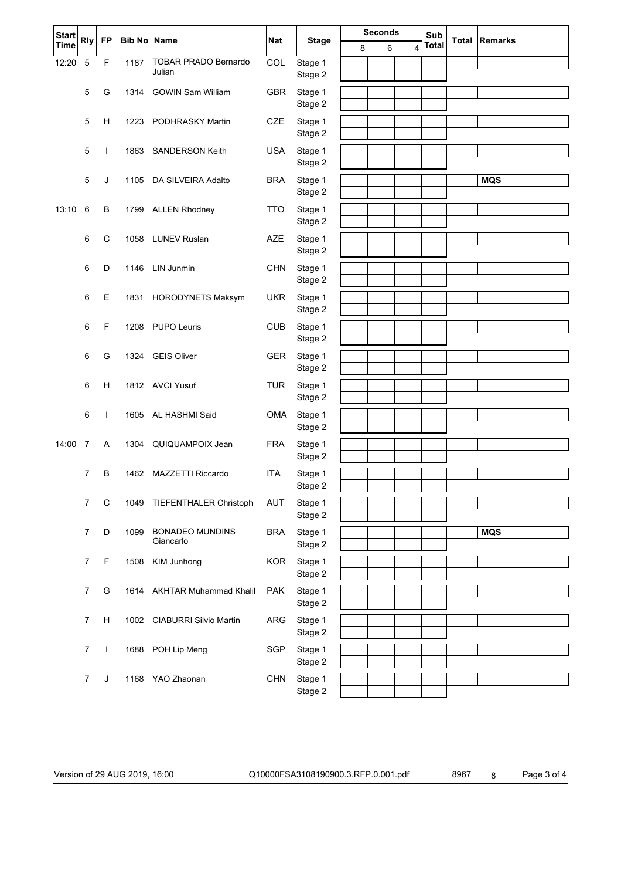| Start Time | Rly | FP | Bib No | Name | Nat | Stage | Seconds 8 | 6 | 4 | Sub Total | Total | Remarks |
|---|---|---|---|---|---|---|---|---|---|---|---|---|
| 12:20 | 5 | F | 1187 | TOBAR PRADO Bernardo Julian | COL | Stage 1 | | | | | | |
| | | | | | | Stage 2 | | | | | | |
| | 5 | G | 1314 | GOWIN Sam William | GBR | Stage 1 | | | | | | |
| | | | | | | Stage 2 | | | | | | |
| | 5 | H | 1223 | PODHRASKY Martin | CZE | Stage 1 | | | | | | |
| | | | | | | Stage 2 | | | | | | |
| | 5 | I | 1863 | SANDERSON Keith | USA | Stage 1 | | | | | | |
| | | | | | | Stage 2 | | | | | | |
| | 5 | J | 1105 | DA SILVEIRA Adalto | BRA | Stage 1 | | | | | | **MQS** |
| | | | | | | Stage 2 | | | | | | |
| 13:10 | 6 | B | 1799 | ALLEN Rhodney | TTO | Stage 1 | | | | | | |
| | | | | | | Stage 2 | | | | | | |
| | 6 | C | 1058 | LUNEV Ruslan | AZE | Stage 1 | | | | | | |
| | | | | | | Stage 2 | | | | | | |
| | 6 | D | 1146 | LIN Junmin | CHN | Stage 1 | | | | | | |
| | | | | | | Stage 2 | | | | | | |
| | 6 | E | 1831 | HORODYNETS Maksym | UKR | Stage 1 | | | | | | |
| | | | | | | Stage 2 | | | | | | |
| | 6 | F | 1208 | PUPO Leuris | CUB | Stage 1 | | | | | | |
| | | | | | | Stage 2 | | | | | | |
| | 6 | G | 1324 | GEIS Oliver | GER | Stage 1 | | | | | | |
| | | | | | | Stage 2 | | | | | | |
| | 6 | H | 1812 | AVCI Yusuf | TUR | Stage 1 | | | | | | |
| | | | | | | Stage 2 | | | | | | |
| | 6 | I | 1605 | AL HASHMI Said | OMA | Stage 1 | | | | | | |
| | | | | | | Stage 2 | | | | | | |
| 14:00 | 7 | A | 1304 | QUIQUAMPOIX Jean | FRA | Stage 1 | | | | | | |
| | | | | | | Stage 2 | | | | | | |
| | 7 | B | 1462 | MAZZETTI Riccardo | ITA | Stage 1 | | | | | | |
| | | | | | | Stage 2 | | | | | | |
| | 7 | C | 1049 | TIEFENTHALER Christoph | AUT | Stage 1 | | | | | | |
| | | | | | | Stage 2 | | | | | | |
| | 7 | D | 1099 | BONADEO MUNDINS Giancarlo | BRA | Stage 1 | | | | | | **MQS** |
| | | | | | | Stage 2 | | | | | | |
| | 7 | F | 1508 | KIM Junhong | KOR | Stage 1 | | | | | | |
| | | | | | | Stage 2 | | | | | | |
| | 7 | G | 1614 | AKHTAR Muhammad Khalil | PAK | Stage 1 | | | | | | |
| | | | | | | Stage 2 | | | | | | |
| | 7 | H | 1002 | CIABURRI Silvio Martin | ARG | Stage 1 | | | | | | |
| | | | | | | Stage 2 | | | | | | |
| | 7 | I | 1688 | POH Lip Meng | SGP | Stage 1 | | | | | | |
| | | | | | | Stage 2 | | | | | | |
| | 7 | J | 1168 | YAO Zhaonan | CHN | Stage 1 | | | | | | |
| | | | | | | Stage 2 | | | | | | |

Version of 29 AUG 2019, 16:00 Q10000FSA3108190900.3.RFP.0.001.pdf 8967 8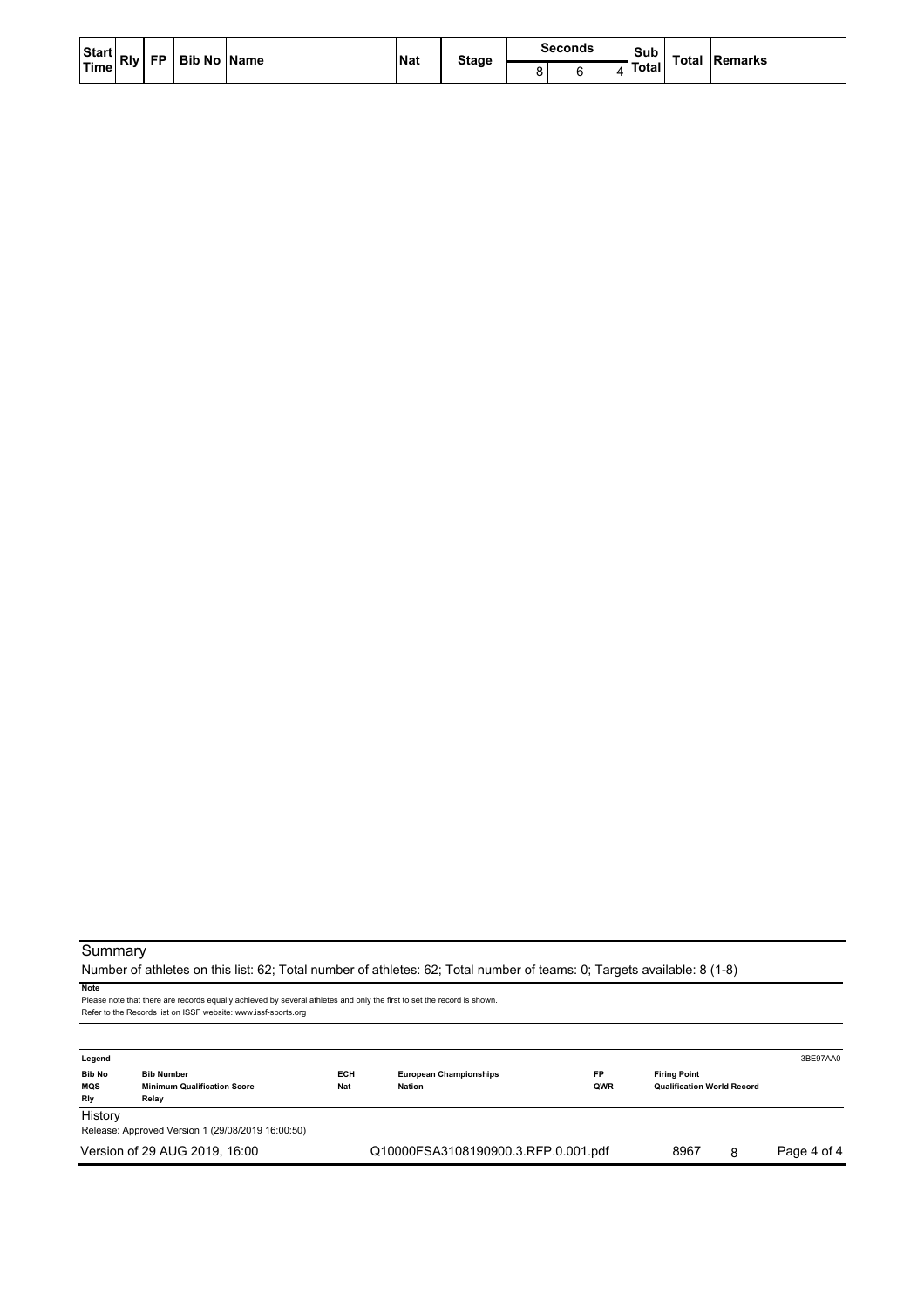| Start Time | Rly | FP | Bib No | Name | Nat | Stage | Seconds | | | Sub Total | Total | Remarks |
|---|---|---|---|---|---|---|---|---|---|---|---|---|
| | | | | | | | 8 | 6 | 4 | | | |

## Summary

Number of athletes on this list: 62; Total number of athletes: 62; Total number of teams: 0; Targets available: 8 (1-8)

**Note**

Please note that there are records equally achieved by several athletes and only the first to set the record is shown.
Refer to the Records list on ISSF website: www.issf-sports.org

**Legend**

3BE97AA0

| | | | | | |
|---|---|---|---|---|---|
| **Bib No** | **Bib Number** | **ECH** | **European Championships** | **FP** | **Firing Point** |
| **MQS** | **Minimum Qualification Score** | **Nat** | **Nation** | **QWR** | **Qualification World Record** |
| **Rly** | **Relay** | | | | |

History

Release: Approved Version 1 (29/08/2019 16:00:50)

Version of 29 AUG 2019, 16:00 Q10000FSA3108190900.3.RFP.0.001.pdf 8967 8